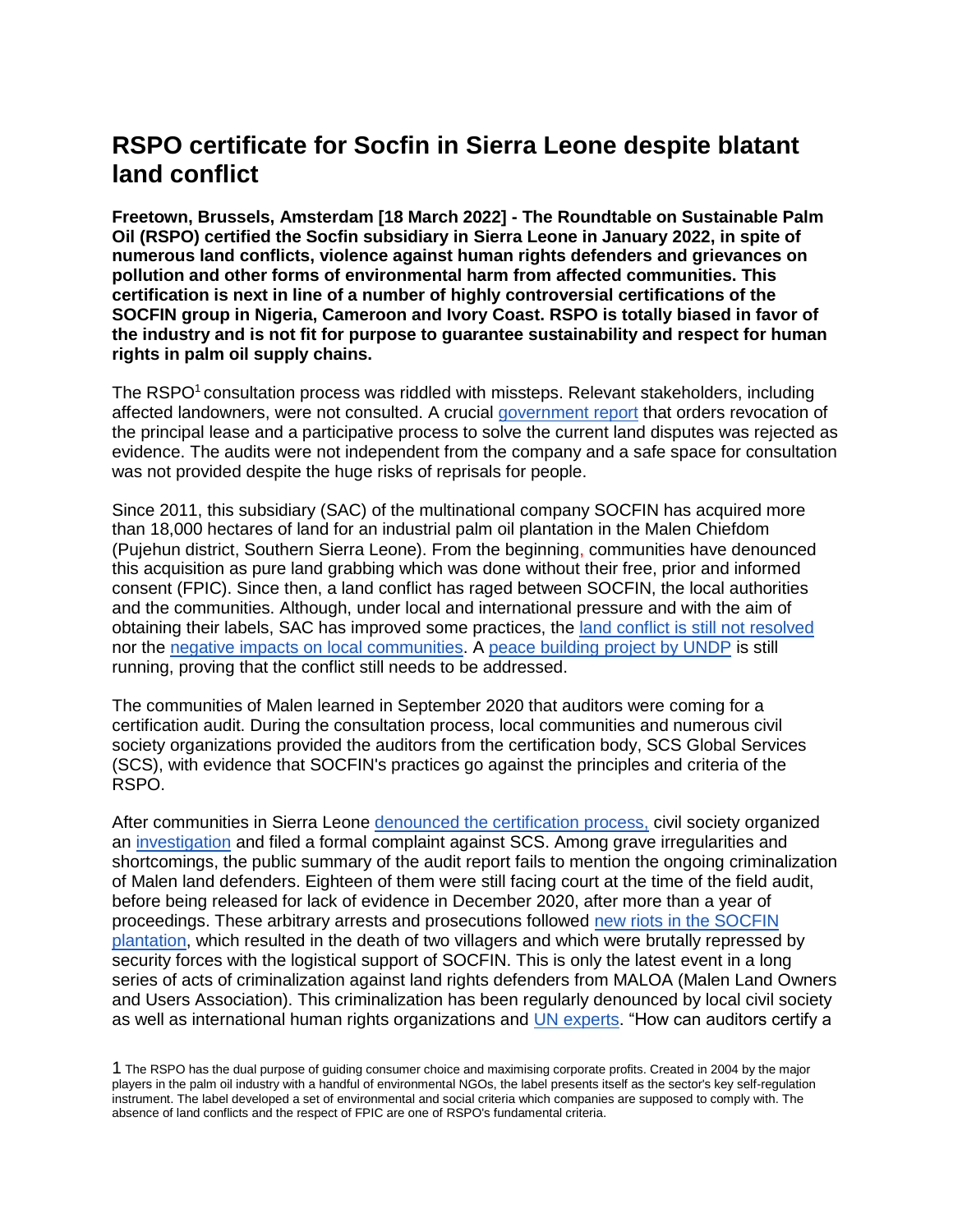# RSPO certificate for Socfin in Sierra Leone despite blatant land conflict

**Freetown, Brussels, Amsterdam [18 March 2022] - The Roundtable on Sustainable Palm Oil (RSPO) certified the Socfin subsidiary in Sierra Leone in January 2022, in spite of numerous land conflicts, violence against human rights defenders and grievances on pollution and other forms of environmental harm from affected communities. This certification is next in line of a number of highly controversial certifications of the SOCFIN group in Nigeria, Cameroon and Ivory Coast. RSPO is totally biased in favor of the industry and is not fit for purpose to guarantee sustainability and respect for human rights in palm oil supply chains.**

The RSPO[1] consultation process was riddled with missteps. Relevant stakeholders, including affected landowners, were not consulted. A crucial government report that orders revocation of the principal lease and a participative process to solve the current land disputes was rejected as evidence. The audits were not independent from the company and a safe space for consultation was not provided despite the huge risks of reprisals for people.

Since 2011, this subsidiary (SAC) of the multinational company SOCFIN has acquired more than 18,000 hectares of land for an industrial palm oil plantation in the Malen Chiefdom (Pujehun district, Southern Sierra Leone). From the beginning, communities have denounced this acquisition as pure land grabbing which was done without their free, prior and informed consent (FPIC). Since then, a land conflict has raged between SOCFIN, the local authorities and the communities. Although, under local and international pressure and with the aim of obtaining their labels, SAC has improved some practices, the land conflict is still not resolved nor the negative impacts on local communities. A peace building project by UNDP is still running, proving that the conflict still needs to be addressed.

The communities of Malen learned in September 2020 that auditors were coming for a certification audit. During the consultation process, local communities and numerous civil society organizations provided the auditors from the certification body, SCS Global Services (SCS), with evidence that SOCFIN's practices go against the principles and criteria of the RSPO.

After communities in Sierra Leone denounced the certification process, civil society organized an investigation and filed a formal complaint against SCS. Among grave irregularities and shortcomings, the public summary of the audit report fails to mention the ongoing criminalization of Malen land defenders. Eighteen of them were still facing court at the time of the field audit, before being released for lack of evidence in December 2020, after more than a year of proceedings. These arbitrary arrests and prosecutions followed new riots in the SOCFIN plantation, which resulted in the death of two villagers and which were brutally repressed by security forces with the logistical support of SOCFIN. This is only the latest event in a long series of acts of criminalization against land rights defenders from MALOA (Malen Land Owners and Users Association). This criminalization has been regularly denounced by local civil society as well as international human rights organizations and UN experts. "How can auditors certify a

[1] The RSPO has the dual purpose of guiding consumer choice and maximising corporate profits. Created in 2004 by the major players in the palm oil industry with a handful of environmental NGOs, the label presents itself as the sector's key self-regulation instrument. The label developed a set of environmental and social criteria which companies are supposed to comply with. The absence of land conflicts and the respect of FPIC are one of RSPO's fundamental criteria.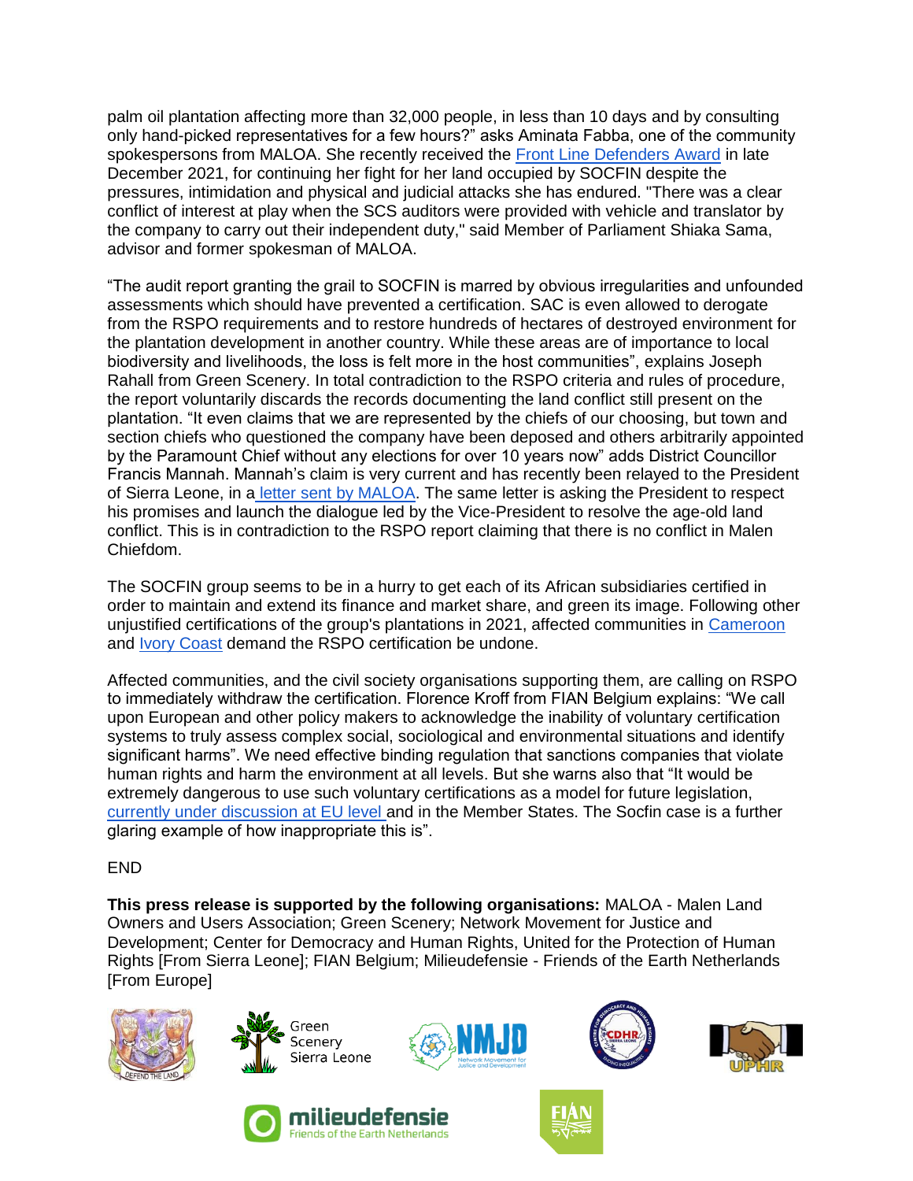palm oil plantation affecting more than 32,000 people, in less than 10 days and by consulting only hand-picked representatives for a few hours?" asks Aminata Fabba, one of the community spokespersons from MALOA. She recently received the Front Line Defenders Award in late December 2021, for continuing her fight for her land occupied by SOCFIN despite the pressures, intimidation and physical and judicial attacks she has endured. "There was a clear conflict of interest at play when the SCS auditors were provided with vehicle and translator by the company to carry out their independent duty," said Member of Parliament Shiaka Sama, advisor and former spokesman of MALOA.

"The audit report granting the grail to SOCFIN is marred by obvious irregularities and unfounded assessments which should have prevented a certification. SAC is even allowed to derogate from the RSPO requirements and to restore hundreds of hectares of destroyed environment for the plantation development in another country. While these areas are of importance to local biodiversity and livelihoods, the loss is felt more in the host communities", explains Joseph Rahall from Green Scenery. In total contradiction to the RSPO criteria and rules of procedure, the report voluntarily discards the records documenting the land conflict still present on the plantation. "It even claims that we are represented by the chiefs of our choosing, but town and section chiefs who questioned the company have been deposed and others arbitrarily appointed by the Paramount Chief without any elections for over 10 years now" adds District Councillor Francis Mannah. Mannah's claim is very current and has recently been relayed to the President of Sierra Leone, in a letter sent by MALOA. The same letter is asking the President to respect his promises and launch the dialogue led by the Vice-President to resolve the age-old land conflict. This is in contradiction to the RSPO report claiming that there is no conflict in Malen Chiefdom.

The SOCFIN group seems to be in a hurry to get each of its African subsidiaries certified in order to maintain and extend its finance and market share, and green its image. Following other unjustified certifications of the group's plantations in 2021, affected communities in Cameroon and Ivory Coast demand the RSPO certification be undone.

Affected communities, and the civil society organisations supporting them, are calling on RSPO to immediately withdraw the certification. Florence Kroff from FIAN Belgium explains: "We call upon European and other policy makers to acknowledge the inability of voluntary certification systems to truly assess complex social, sociological and environmental situations and identify significant harms". We need effective binding regulation that sanctions companies that violate human rights and harm the environment at all levels. But she warns also that "It would be extremely dangerous to use such voluntary certifications as a model for future legislation, currently under discussion at EU level and in the Member States. The Socfin case is a further glaring example of how inappropriate this is".

END

**This press release is supported by the following organisations:** MALOA - Malen Land Owners and Users Association; Green Scenery; Network Movement for Justice and Development; Center for Democracy and Human Rights, United for the Protection of Human Rights [From Sierra Leone]; FIAN Belgium; Milieudefensie - Friends of the Earth Netherlands [From Europe]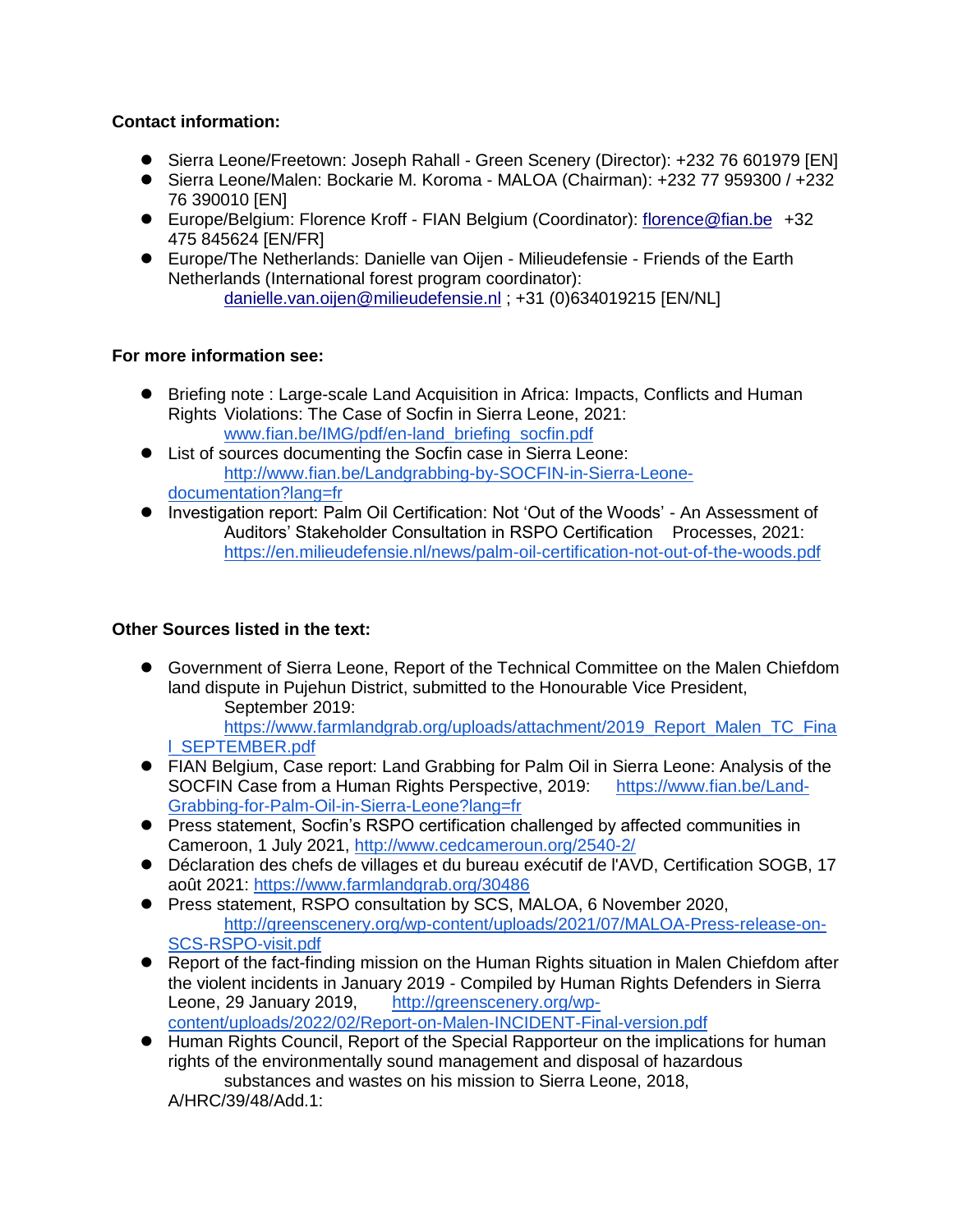**Contact information:**

- Sierra Leone/Freetown: Joseph Rahall - Green Scenery (Director): +232 76 601979 [EN]
- Sierra Leone/Malen: Bockarie M. Koroma - MALOA (Chairman): +232 77 959300 / +232 76 390010 [EN]
- Europe/Belgium: Florence Kroff - FIAN Belgium (Coordinator): florence@fian.be +32 475 845624 [EN/FR]
- Europe/The Netherlands: Danielle van Oijen - Milieudefensie - Friends of the Earth Netherlands (International forest program coordinator): danielle.van.oijen@milieudefensie.nl ; +31 (0)634019215 [EN/NL]

**For more information see:**

- Briefing note : Large-scale Land Acquisition in Africa: Impacts, Conflicts and Human Rights Violations: The Case of Socfin in Sierra Leone, 2021: www.fian.be/IMG/pdf/en-land_briefing_socfin.pdf
- List of sources documenting the Socfin case in Sierra Leone: http://www.fian.be/Landgrabbing-by-SOCFIN-in-Sierra-Leone-documentation?lang=fr
- Investigation report: Palm Oil Certification: Not 'Out of the Woods' - An Assessment of Auditors' Stakeholder Consultation in RSPO Certification Processes, 2021: https://en.milieudefensie.nl/news/palm-oil-certification-not-out-of-the-woods.pdf

**Other Sources listed in the text:**

- Government of Sierra Leone, Report of the Technical Committee on the Malen Chiefdom land dispute in Pujehun District, submitted to the Honourable Vice President, September 2019: https://www.farmlandgrab.org/uploads/attachment/2019_Report_Malen_TC_Final_SEPTEMBER.pdf
- FIAN Belgium, Case report: Land Grabbing for Palm Oil in Sierra Leone: Analysis of the SOCFIN Case from a Human Rights Perspective, 2019: https://www.fian.be/Land-Grabbing-for-Palm-Oil-in-Sierra-Leone?lang=fr
- Press statement, Socfin's RSPO certification challenged by affected communities in Cameroon, 1 July 2021, http://www.cedcameroun.org/2540-2/
- Déclaration des chefs de villages et du bureau exécutif de l'AVD, Certification SOGB, 17 août 2021: https://www.farmlandgrab.org/30486
- Press statement, RSPO consultation by SCS, MALOA, 6 November 2020, http://greenscenery.org/wp-content/uploads/2021/07/MALOA-Press-release-on-SCS-RSPO-visit.pdf
- Report of the fact-finding mission on the Human Rights situation in Malen Chiefdom after the violent incidents in January 2019 - Compiled by Human Rights Defenders in Sierra Leone, 29 January 2019, http://greenscenery.org/wp-content/uploads/2022/02/Report-on-Malen-INCIDENT-Final-version.pdf
- Human Rights Council, Report of the Special Rapporteur on the implications for human rights of the environmentally sound management and disposal of hazardous substances and wastes on his mission to Sierra Leone, 2018, A/HRC/39/48/Add.1: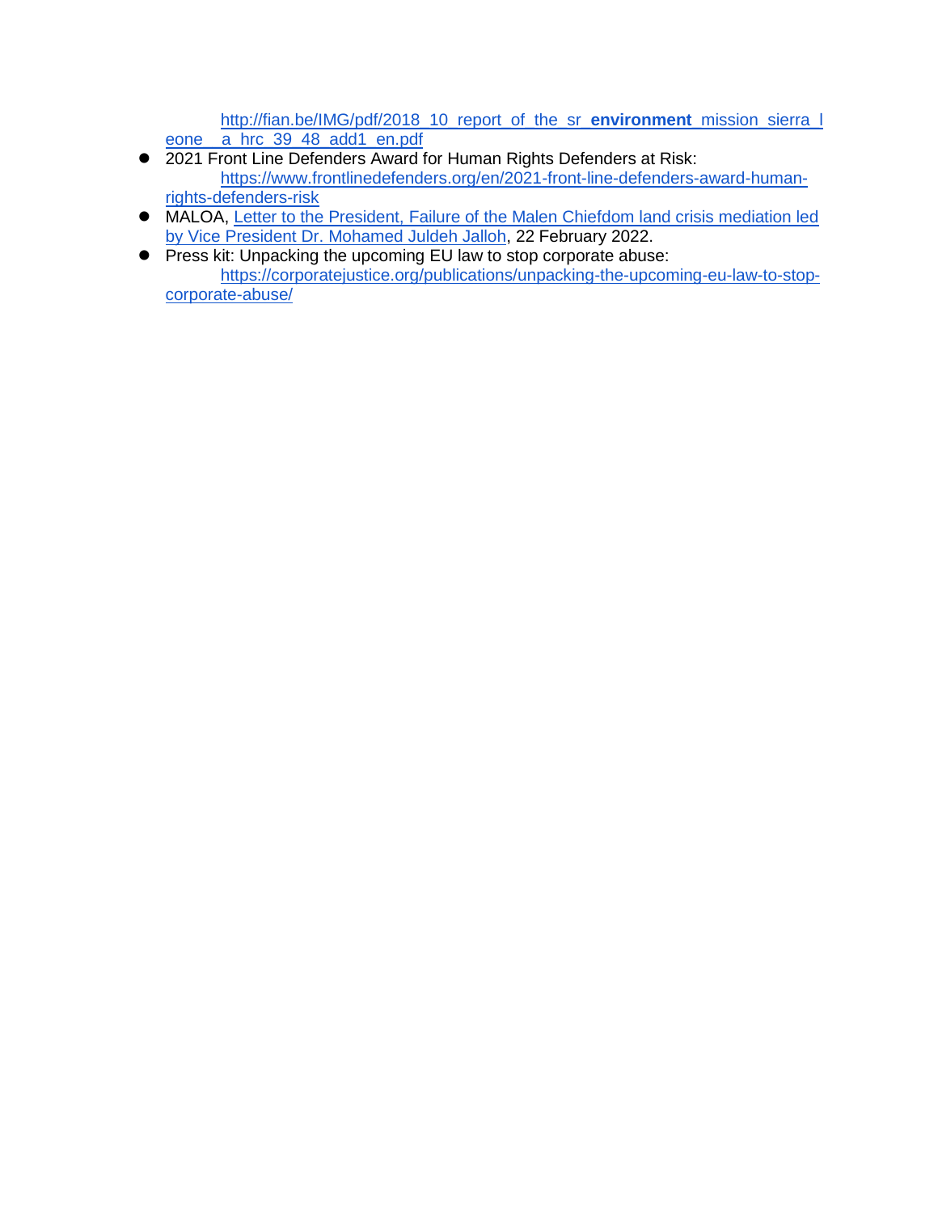http://fian.be/IMG/pdf/2018_10_report_of_the_sr_**environment**_mission_sierra_leone__a_hrc_39_48_add1_en.pdf

- 2021 Front Line Defenders Award for Human Rights Defenders at Risk: https://www.frontlinedefenders.org/en/2021-front-line-defenders-award-human-rights-defenders-risk
- MALOA, Letter to the President, Failure of the Malen Chiefdom land crisis mediation led by Vice President Dr. Mohamed Juldeh Jalloh, 22 February 2022.
- Press kit: Unpacking the upcoming EU law to stop corporate abuse: https://corporatejustice.org/publications/unpacking-the-upcoming-eu-law-to-stop-corporate-abuse/